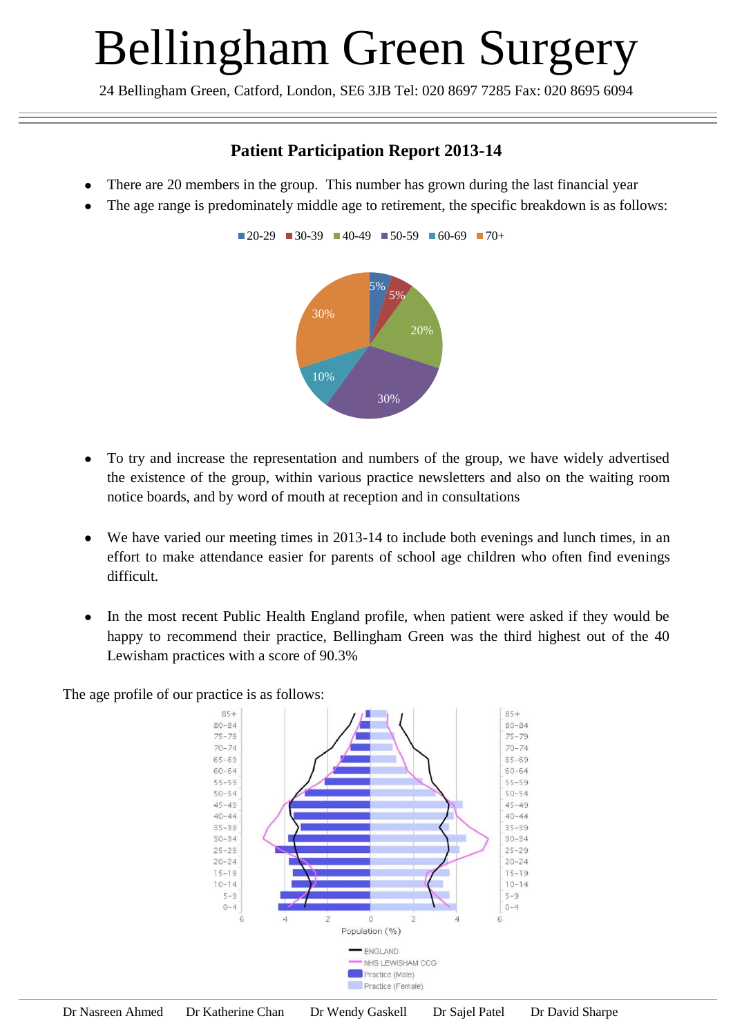# Bellingham Green Surgery

24 Bellingham Green, Catford, London, SE6 3JB Tel: 020 8697 7285 Fax: 020 8695 6094

## Patient Participation Report 2013-14

- There are 20 members in the group. This number has grown during the last financial year
- The age range is predominately middle age to retirement, the specific breakdown is as follows:

| Age range | Percentage |
|---|---|
| 20-29 | 5% |
| 30-39 | 5% |
| 40-49 | 20% |
| 50-59 | 30% |
| 60-69 | 10% |
| 70+ | 30% |

- To try and increase the representation and numbers of the group, we have widely advertised the existence of the group, within various practice newsletters and also on the waiting room notice boards, and by word of mouth at reception and in consultations

- We have varied our meeting times in 2013-14 to include both evenings and lunch times, in an effort to make attendance easier for parents of school age children who often find evenings difficult.

- In the most recent Public Health England profile, when patient were asked if they would be happy to recommend their practice, Bellingham Green was the third highest out of the 40 Lewisham practices with a score of 90.3%

The age profile of our practice is as follows:

Dr Nasreen Ahmed    Dr Katherine Chan    Dr Wendy Gaskell    Dr Sajel Patel    Dr David Sharpe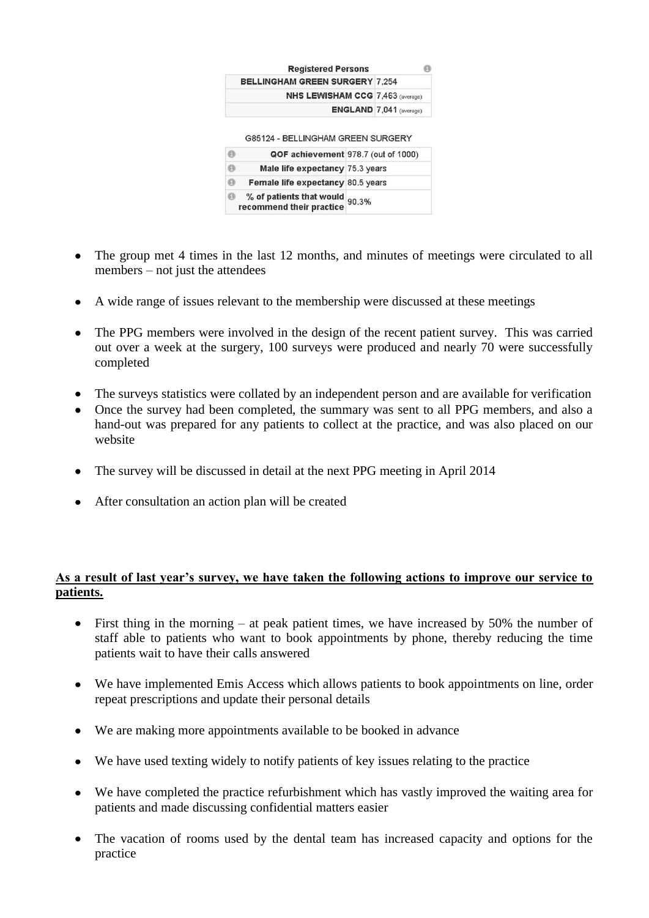| Registered Persons | |
|---|---|
| BELLINGHAM GREEN SURGERY | 7,254 |
| NHS LEWISHAM CCG | 7,463 (average) |
| ENGLAND | 7,041 (average) |

G85124 - BELLINGHAM GREEN SURGERY

| | |
|---|---|
| QOF achievement | 978.7 (out of 1000) |
| Male life expectancy | 75.3 years |
| Female life expectancy | 80.5 years |
| % of patients that would recommend their practice | 90.3% |

- The group met 4 times in the last 12 months, and minutes of meetings were circulated to all members – not just the attendees
- A wide range of issues relevant to the membership were discussed at these meetings
- The PPG members were involved in the design of the recent patient survey. This was carried out over a week at the surgery, 100 surveys were produced and nearly 70 were successfully completed
- The surveys statistics were collated by an independent person and are available for verification
- Once the survey had been completed, the summary was sent to all PPG members, and also a hand-out was prepared for any patients to collect at the practice, and was also placed on our website
- The survey will be discussed in detail at the next PPG meeting in April 2014
- After consultation an action plan will be created

**As a result of last year's survey, we have taken the following actions to improve our service to patients.**

- First thing in the morning – at peak patient times, we have increased by 50% the number of staff able to patients who want to book appointments by phone, thereby reducing the time patients wait to have their calls answered
- We have implemented Emis Access which allows patients to book appointments on line, order repeat prescriptions and update their personal details
- We are making more appointments available to be booked in advance
- We have used texting widely to notify patients of key issues relating to the practice
- We have completed the practice refurbishment which has vastly improved the waiting area for patients and made discussing confidential matters easier
- The vacation of rooms used by the dental team has increased capacity and options for the practice